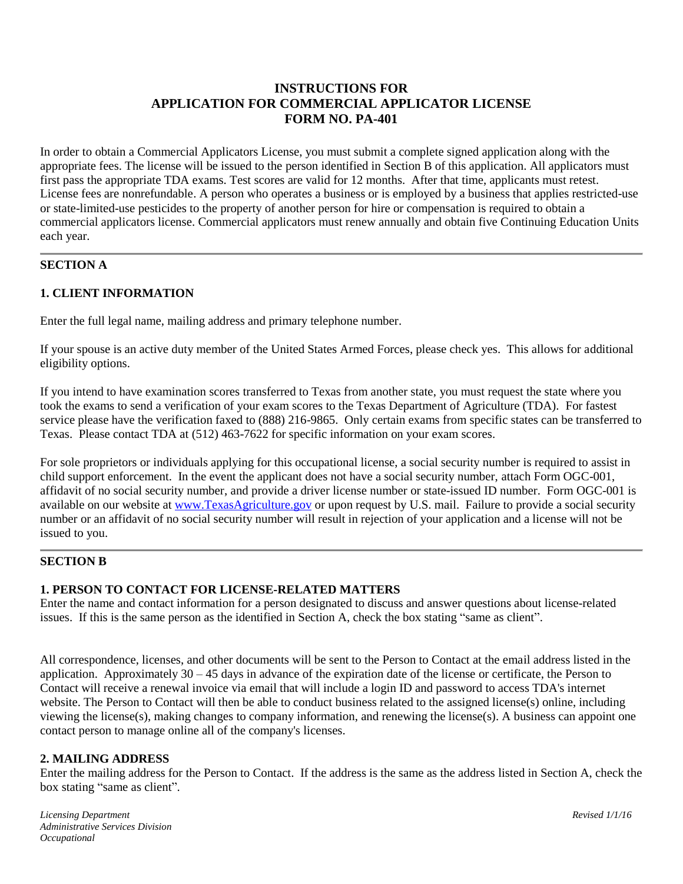# INSTRUCTIONS FOR APPLICATION FOR COMMERCIAL APPLICATOR LICENSE FORM NO. PA-401

In order to obtain a Commercial Applicators License, you must submit a complete signed application along with the appropriate fees. The license will be issued to the person identified in Section B of this application. All applicators must first pass the appropriate TDA exams. Test scores are valid for 12 months. After that time, applicants must retest. License fees are nonrefundable. A person who operates a business or is employed by a business that applies restricted-use or state-limited-use pesticides to the property of another person for hire or compensation is required to obtain a commercial applicators license. Commercial applicators must renew annually and obtain five Continuing Education Units each year.

---

## SECTION A

### 1. CLIENT INFORMATION

Enter the full legal name, mailing address and primary telephone number.

If your spouse is an active duty member of the United States Armed Forces, please check yes. This allows for additional eligibility options.

If you intend to have examination scores transferred to Texas from another state, you must request the state where you took the exams to send a verification of your exam scores to the Texas Department of Agriculture (TDA). For fastest service please have the verification faxed to (888) 216-9865. Only certain exams from specific states can be transferred to Texas. Please contact TDA at (512) 463-7622 for specific information on your exam scores.

For sole proprietors or individuals applying for this occupational license, a social security number is required to assist in child support enforcement. In the event the applicant does not have a social security number, attach Form OGC-001, affidavit of no social security number, and provide a driver license number or state-issued ID number. Form OGC-001 is available on our website at [www.TexasAgriculture.gov](http://www.TexasAgriculture.gov) or upon request by U.S. mail. Failure to provide a social security number or an affidavit of no social security number will result in rejection of your application and a license will not be issued to you.

---

## SECTION B

### 1. PERSON TO CONTACT FOR LICENSE-RELATED MATTERS

Enter the name and contact information for a person designated to discuss and answer questions about license-related issues. If this is the same person as the identified in Section A, check the box stating "same as client".

All correspondence, licenses, and other documents will be sent to the Person to Contact at the email address listed in the application. Approximately 30 – 45 days in advance of the expiration date of the license or certificate, the Person to Contact will receive a renewal invoice via email that will include a login ID and password to access TDA's internet website. The Person to Contact will then be able to conduct business related to the assigned license(s) online, including viewing the license(s), making changes to company information, and renewing the license(s). A business can appoint one contact person to manage online all of the company's licenses.

### 2. MAILING ADDRESS

Enter the mailing address for the Person to Contact. If the address is the same as the address listed in Section A, check the box stating "same as client".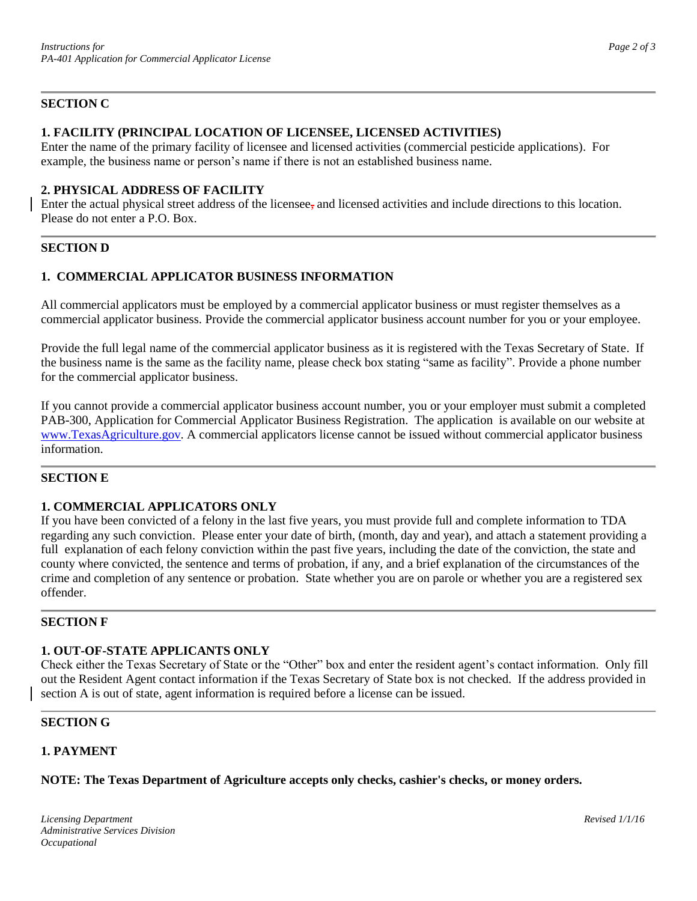## SECTION C

### 1. FACILITY (PRINCIPAL LOCATION OF LICENSEE, LICENSED ACTIVITIES)

Enter the name of the primary facility of licensee and licensed activities (commercial pesticide applications). For example, the business name or person's name if there is not an established business name.

### 2. PHYSICAL ADDRESS OF FACILITY

Enter the actual physical street address of the licensee, and licensed activities and include directions to this location. Please do not enter a P.O. Box.

## SECTION D

### 1. COMMERCIAL APPLICATOR BUSINESS INFORMATION

All commercial applicators must be employed by a commercial applicator business or must register themselves as a commercial applicator business. Provide the commercial applicator business account number for you or your employee.

Provide the full legal name of the commercial applicator business as it is registered with the Texas Secretary of State. If the business name is the same as the facility name, please check box stating "same as facility". Provide a phone number for the commercial applicator business.

If you cannot provide a commercial applicator business account number, you or your employer must submit a completed PAB-300, Application for Commercial Applicator Business Registration. The application is available on our website at www.TexasAgriculture.gov. A commercial applicators license cannot be issued without commercial applicator business information.

## SECTION E

### 1. COMMERCIAL APPLICATORS ONLY

If you have been convicted of a felony in the last five years, you must provide full and complete information to TDA regarding any such conviction. Please enter your date of birth, (month, day and year), and attach a statement providing a full explanation of each felony conviction within the past five years, including the date of the conviction, the state and county where convicted, the sentence and terms of probation, if any, and a brief explanation of the circumstances of the crime and completion of any sentence or probation. State whether you are on parole or whether you are a registered sex offender.

## SECTION F

### 1. OUT-OF-STATE APPLICANTS ONLY

Check either the Texas Secretary of State or the "Other" box and enter the resident agent's contact information. Only fill out the Resident Agent contact information if the Texas Secretary of State box is not checked. If the address provided in section A is out of state, agent information is required before a license can be issued.

## SECTION G

### 1. PAYMENT

**NOTE: The Texas Department of Agriculture accepts only checks, cashier's checks, or money orders.**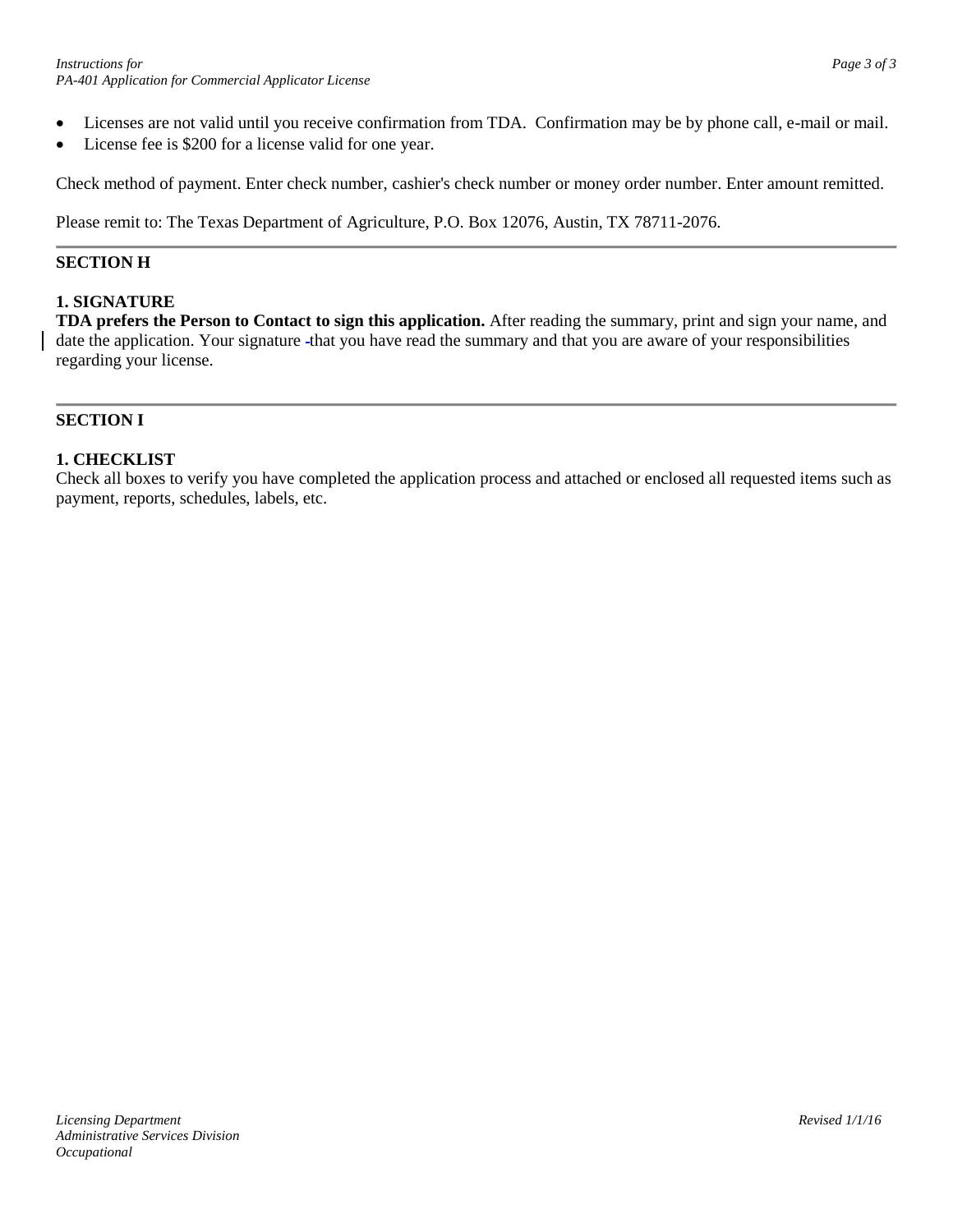- Licenses are not valid until you receive confirmation from TDA. Confirmation may be by phone call, e-mail or mail.
- License fee is $200 for a license valid for one year.

Check method of payment. Enter check number, cashier's check number or money order number. Enter amount remitted.

Please remit to: The Texas Department of Agriculture, P.O. Box 12076, Austin, TX 78711-2076.

---

## SECTION H

### 1. SIGNATURE

**TDA prefers the Person to Contact to sign this application.** After reading the summary, print and sign your name, and date the application. Your signature that you have read the summary and that you are aware of your responsibilities regarding your license.

---

## SECTION I

### 1. CHECKLIST

Check all boxes to verify you have completed the application process and attached or enclosed all requested items such as payment, reports, schedules, labels, etc.